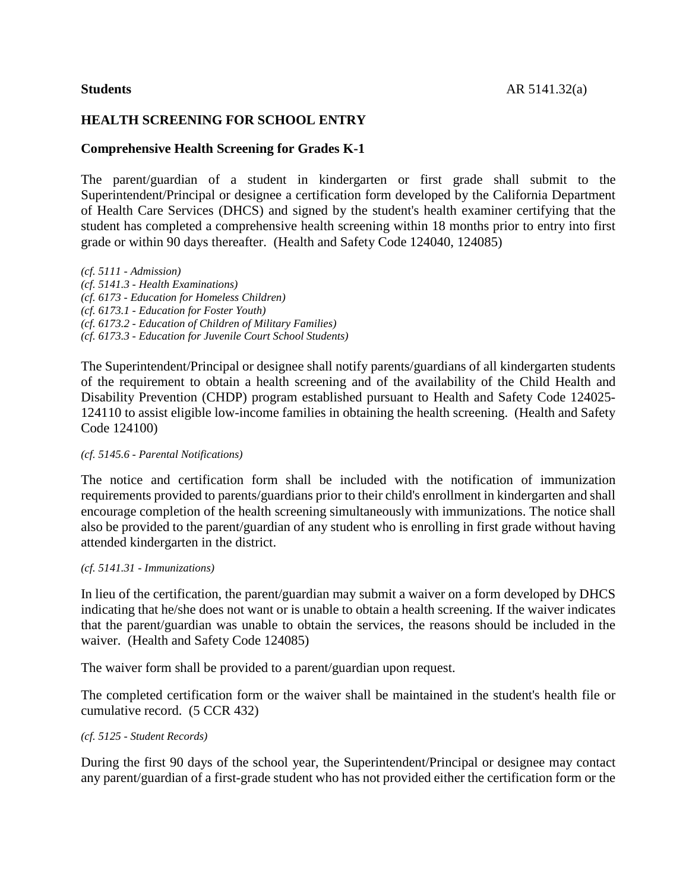**Students** AR 5141.32(a)

## HEALTH SCREENING FOR SCHOOL ENTRY

### Comprehensive Health Screening for Grades K-1

The parent/guardian of a student in kindergarten or first grade shall submit to the Superintendent/Principal or designee a certification form developed by the California Department of Health Care Services (DHCS) and signed by the student's health examiner certifying that the student has completed a comprehensive health screening within 18 months prior to entry into first grade or within 90 days thereafter. (Health and Safety Code 124040, 124085)

*(cf. 5111 - Admission)*
*(cf. 5141.3 - Health Examinations)*
*(cf. 6173 - Education for Homeless Children)*
*(cf. 6173.1 - Education for Foster Youth)*
*(cf. 6173.2 - Education of Children of Military Families)*
*(cf. 6173.3 - Education for Juvenile Court School Students)*

The Superintendent/Principal or designee shall notify parents/guardians of all kindergarten students of the requirement to obtain a health screening and of the availability of the Child Health and Disability Prevention (CHDP) program established pursuant to Health and Safety Code 124025-124110 to assist eligible low-income families in obtaining the health screening. (Health and Safety Code 124100)

*(cf. 5145.6 - Parental Notifications)*

The notice and certification form shall be included with the notification of immunization requirements provided to parents/guardians prior to their child's enrollment in kindergarten and shall encourage completion of the health screening simultaneously with immunizations. The notice shall also be provided to the parent/guardian of any student who is enrolling in first grade without having attended kindergarten in the district.

*(cf. 5141.31 - Immunizations)*

In lieu of the certification, the parent/guardian may submit a waiver on a form developed by DHCS indicating that he/she does not want or is unable to obtain a health screening. If the waiver indicates that the parent/guardian was unable to obtain the services, the reasons should be included in the waiver. (Health and Safety Code 124085)

The waiver form shall be provided to a parent/guardian upon request.

The completed certification form or the waiver shall be maintained in the student's health file or cumulative record. (5 CCR 432)

*(cf. 5125 - Student Records)*

During the first 90 days of the school year, the Superintendent/Principal or designee may contact any parent/guardian of a first-grade student who has not provided either the certification form or the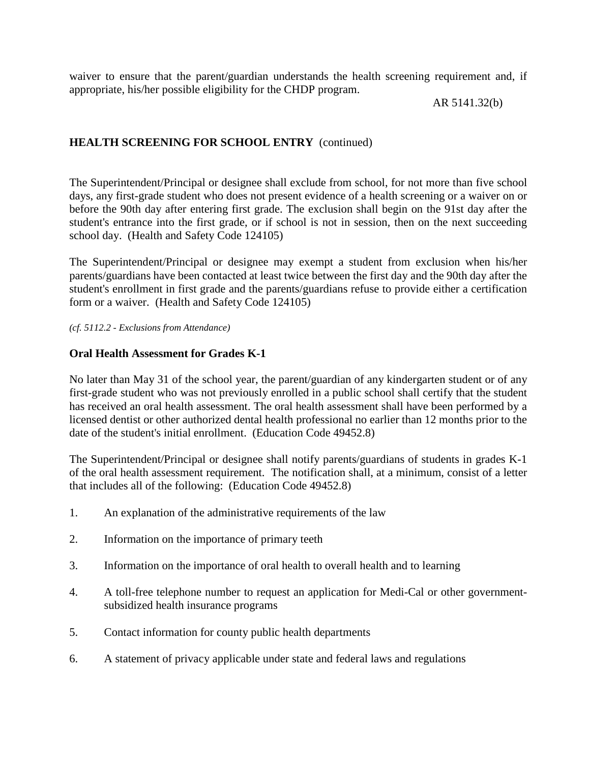waiver to ensure that the parent/guardian understands the health screening requirement and, if appropriate, his/her possible eligibility for the CHDP program.

AR 5141.32(b)

**HEALTH SCREENING FOR SCHOOL ENTRY** (continued)

The Superintendent/Principal or designee shall exclude from school, for not more than five school days, any first-grade student who does not present evidence of a health screening or a waiver on or before the 90th day after entering first grade. The exclusion shall begin on the 91st day after the student's entrance into the first grade, or if school is not in session, then on the next succeeding school day. (Health and Safety Code 124105)

The Superintendent/Principal or designee may exempt a student from exclusion when his/her parents/guardians have been contacted at least twice between the first day and the 90th day after the student's enrollment in first grade and the parents/guardians refuse to provide either a certification form or a waiver. (Health and Safety Code 124105)

*(cf. 5112.2 - Exclusions from Attendance)*

**Oral Health Assessment for Grades K-1**

No later than May 31 of the school year, the parent/guardian of any kindergarten student or of any first-grade student who was not previously enrolled in a public school shall certify that the student has received an oral health assessment. The oral health assessment shall have been performed by a licensed dentist or other authorized dental health professional no earlier than 12 months prior to the date of the student's initial enrollment. (Education Code 49452.8)

The Superintendent/Principal or designee shall notify parents/guardians of students in grades K-1 of the oral health assessment requirement. The notification shall, at a minimum, consist of a letter that includes all of the following: (Education Code 49452.8)

1. An explanation of the administrative requirements of the law
2. Information on the importance of primary teeth
3. Information on the importance of oral health to overall health and to learning
4. A toll-free telephone number to request an application for Medi-Cal or other government-subsidized health insurance programs
5. Contact information for county public health departments
6. A statement of privacy applicable under state and federal laws and regulations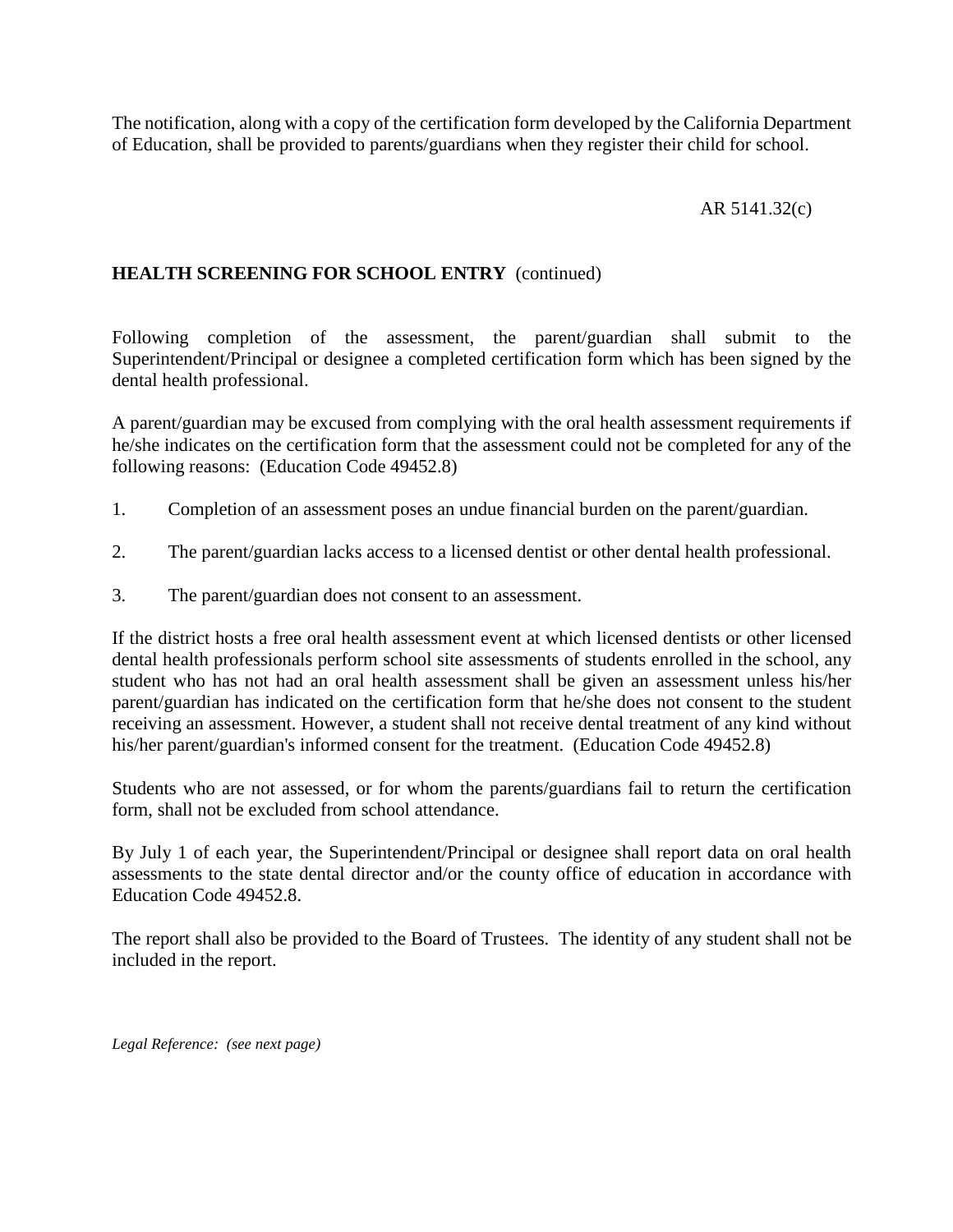The notification, along with a copy of the certification form developed by the California Department of Education, shall be provided to parents/guardians when they register their child for school.

## HEALTH SCREENING FOR SCHOOL ENTRY (continued)

Following completion of the assessment, the parent/guardian shall submit to the Superintendent/Principal or designee a completed certification form which has been signed by the dental health professional.

A parent/guardian may be excused from complying with the oral health assessment requirements if he/she indicates on the certification form that the assessment could not be completed for any of the following reasons: (Education Code 49452.8)

1. Completion of an assessment poses an undue financial burden on the parent/guardian.

2. The parent/guardian lacks access to a licensed dentist or other dental health professional.

3. The parent/guardian does not consent to an assessment.

If the district hosts a free oral health assessment event at which licensed dentists or other licensed dental health professionals perform school site assessments of students enrolled in the school, any student who has not had an oral health assessment shall be given an assessment unless his/her parent/guardian has indicated on the certification form that he/she does not consent to the student receiving an assessment. However, a student shall not receive dental treatment of any kind without his/her parent/guardian's informed consent for the treatment. (Education Code 49452.8)

Students who are not assessed, or for whom the parents/guardians fail to return the certification form, shall not be excluded from school attendance.

By July 1 of each year, the Superintendent/Principal or designee shall report data on oral health assessments to the state dental director and/or the county office of education in accordance with Education Code 49452.8.

The report shall also be provided to the Board of Trustees. The identity of any student shall not be included in the report.

*Legal Reference: (see next page)*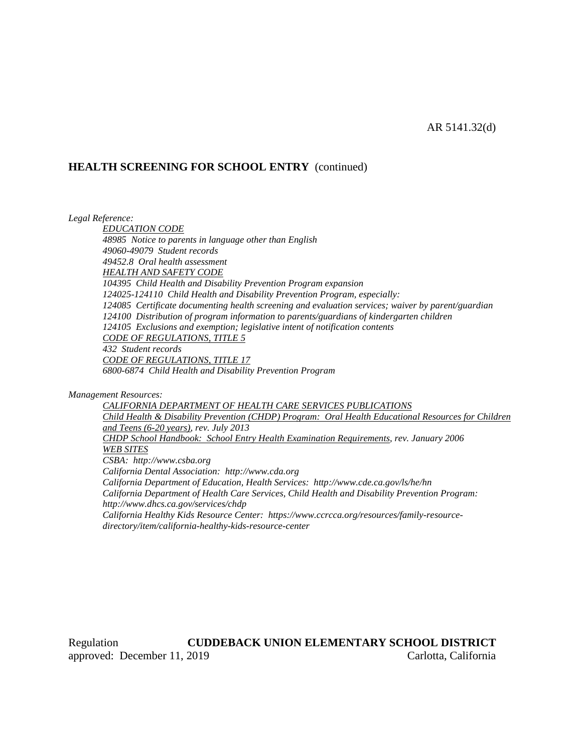## HEALTH SCREENING FOR SCHOOL ENTRY (continued)

*Legal Reference:*

*EDUCATION CODE*
*48985 Notice to parents in language other than English*
*49060-49079 Student records*
*49452.8 Oral health assessment*
*HEALTH AND SAFETY CODE*
*104395 Child Health and Disability Prevention Program expansion*
*124025-124110 Child Health and Disability Prevention Program, especially:*
*124085 Certificate documenting health screening and evaluation services; waiver by parent/guardian*
*124100 Distribution of program information to parents/guardians of kindergarten children*
*124105 Exclusions and exemption; legislative intent of notification contents*
*CODE OF REGULATIONS, TITLE 5*
*432 Student records*
*CODE OF REGULATIONS, TITLE 17*
*6800-6874 Child Health and Disability Prevention Program*

*Management Resources:*

*CALIFORNIA DEPARTMENT OF HEALTH CARE SERVICES PUBLICATIONS*
*Child Health & Disability Prevention (CHDP) Program: Oral Health Educational Resources for Children and Teens (6-20 years), rev. July 2013*
*CHDP School Handbook: School Entry Health Examination Requirements, rev. January 2006*
*WEB SITES*
*CSBA: http://www.csba.org*
*California Dental Association: http://www.cda.org*
*California Department of Education, Health Services: http://www.cde.ca.gov/ls/he/hn*
*California Department of Health Care Services, Child Health and Disability Prevention Program: http://www.dhcs.ca.gov/services/chdp*
*California Healthy Kids Resource Center: https://www.ccrcca.org/resources/family-resource-directory/item/california-healthy-kids-resource-center*

Regulation **CUDDEBACK UNION ELEMENTARY SCHOOL DISTRICT**
approved: December 11, 2019 Carlotta, California